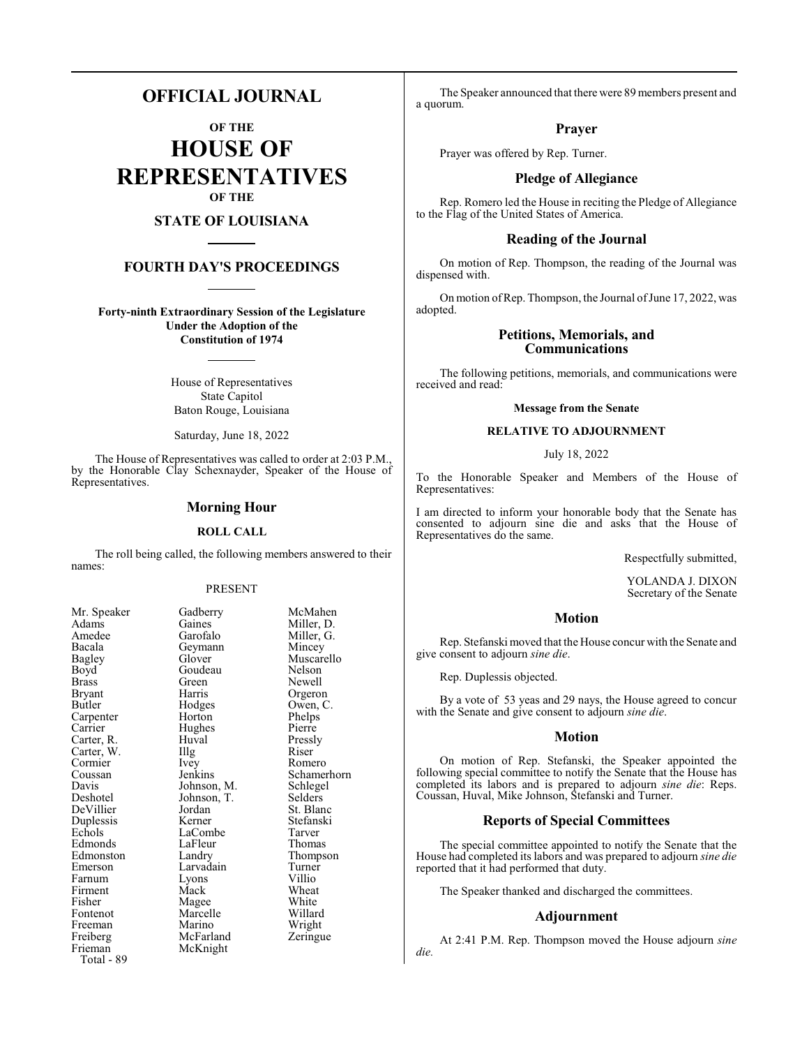# OFFICIAL JOURNAL

## OF THE

# HOUSE OF REPRESENTATIVES

## OF THE

## STATE OF LOUISIANA

## FOURTH DAY'S PROCEEDINGS

**Forty-ninth Extraordinary Session of the Legislature Under the Adoption of the Constitution of 1974**

House of Representatives
State Capitol
Baton Rouge, Louisiana

Saturday, June 18, 2022

The House of Representatives was called to order at 2:03 P.M., by the Honorable Clay Schexnayder, Speaker of the House of Representatives.

## Morning Hour

### ROLL CALL

The roll being called, the following members answered to their names:

PRESENT

| | | |
|---|---|---|
| Mr. Speaker | Gadberry | McMahen |
| Adams | Gaines | Miller, D. |
| Amedee | Garofalo | Miller, G. |
| Bacala | Geymann | Mincey |
| Bagley | Glover | Muscarello |
| Boyd | Goudeau | Nelson |
| Brass | Green | Newell |
| Bryant | Harris | Orgeron |
| Butler | Hodges | Owen, C. |
| Carpenter | Horton | Phelps |
| Carrier | Hughes | Pierre |
| Carter, R. | Huval | Pressly |
| Carter, W. | Illg | Riser |
| Cormier | Ivey | Romero |
| Coussan | Jenkins | Schamerhorn |
| Davis | Johnson, M. | Schlegel |
| Deshotel | Johnson, T. | Selders |
| DeVillier | Jordan | St. Blanc |
| Duplessis | Kerner | Stefanski |
| Echols | LaCombe | Tarver |
| Edmonds | LaFleur | Thomas |
| Edmonston | Landry | Thompson |
| Emerson | Larvadain | Turner |
| Farnum | Lyons | Villio |
| Firment | Mack | Wheat |
| Fisher | Magee | White |
| Fontenot | Marcelle | Willard |
| Freeman | Marino | Wright |
| Freiberg | McFarland | Zeringue |
| Frieman | McKnight | |

Total - 89

The Speaker announced that there were 89 members present and a quorum.

## Prayer

Prayer was offered by Rep. Turner.

## Pledge of Allegiance

Rep. Romero led the House in reciting the Pledge of Allegiance to the Flag of the United States of America.

## Reading of the Journal

On motion of Rep. Thompson, the reading of the Journal was dispensed with.

On motion of Rep. Thompson, the Journal of June 17, 2022, was adopted.

## Petitions, Memorials, and Communications

The following petitions, memorials, and communications were received and read:

**Message from the Senate**

**RELATIVE TO ADJOURNMENT**

July 18, 2022

To the Honorable Speaker and Members of the House of Representatives:

I am directed to inform your honorable body that the Senate has consented to adjourn sine die and asks that the House of Representatives do the same.

Respectfully submitted,

YOLANDA J. DIXON
Secretary of the Senate

## Motion

Rep. Stefanski moved that the House concur with the Senate and give consent to adjourn *sine die*.

Rep. Duplessis objected.

By a vote of 53 yeas and 29 nays, the House agreed to concur with the Senate and give consent to adjourn *sine die*.

## Motion

On motion of Rep. Stefanski, the Speaker appointed the following special committee to notify the Senate that the House has completed its labors and is prepared to adjourn *sine die*: Reps. Coussan, Huval, Mike Johnson, Stefanski and Turner.

## Reports of Special Committees

The special committee appointed to notify the Senate that the House had completed its labors and was prepared to adjourn *sine die* reported that it had performed that duty.

The Speaker thanked and discharged the committees.

## Adjournment

At 2:41 P.M. Rep. Thompson moved the House adjourn *sine die.*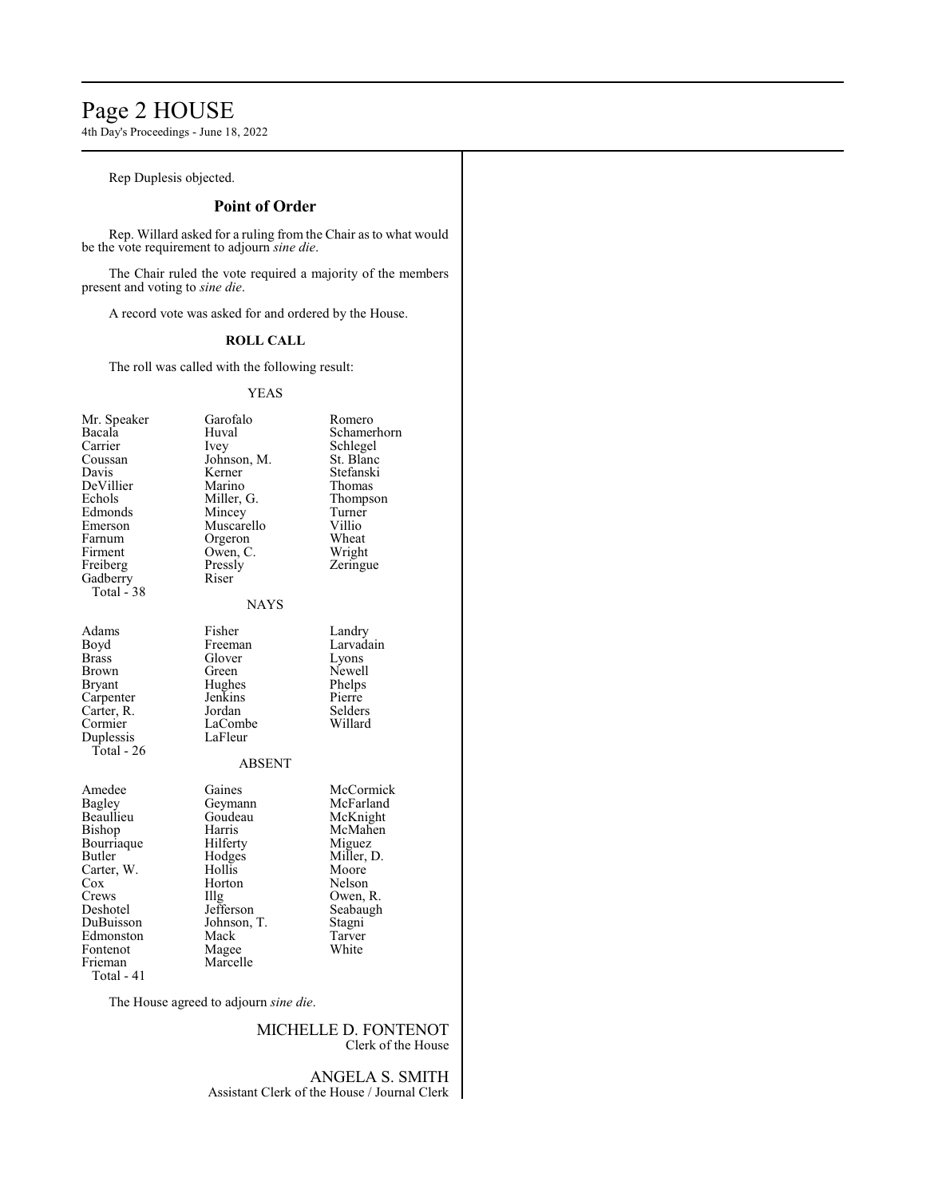Rep Duplesis objected.

## Point of Order

Rep. Willard asked for a ruling from the Chair as to what would be the vote requirement to adjourn *sine die*.

The Chair ruled the vote required a majority of the members present and voting to *sine die*.

A record vote was asked for and ordered by the House.

**ROLL CALL**

The roll was called with the following result:

YEAS

| | | |
|---|---|---|
| Mr. Speaker | Garofalo | Romero |
| Bacala | Huval | Schamerhorn |
| Carrier | Ivey | Schlegel |
| Coussan | Johnson, M. | St. Blanc |
| Davis | Kerner | Stefanski |
| DeVillier | Marino | Thomas |
| Echols | Miller, G. | Thompson |
| Edmonds | Mincey | Turner |
| Emerson | Muscarello | Villio |
| Farnum | Orgeron | Wheat |
| Firment | Owen, C. | Wright |
| Freiberg | Pressly | Zeringue |
| Gadberry | Riser | |

Total - 38

NAYS

| | | |
|---|---|---|
| Adams | Fisher | Landry |
| Boyd | Freeman | Larvadain |
| Brass | Glover | Lyons |
| Brown | Green | Newell |
| Bryant | Hughes | Phelps |
| Carpenter | Jenkins | Pierre |
| Carter, R. | Jordan | Selders |
| Cormier | LaCombe | Willard |
| Duplessis | LaFleur | |

Total - 26

ABSENT

| | | |
|---|---|---|
| Amedee | Gaines | McCormick |
| Bagley | Geymann | McFarland |
| Beaullieu | Goudeau | McKnight |
| Bishop | Harris | McMahen |
| Bourriaque | Hilferty | Miguez |
| Butler | Hodges | Miller, D. |
| Carter, W. | Hollis | Moore |
| Cox | Horton | Nelson |
| Crews | Illg | Owen, R. |
| Deshotel | Jefferson | Seabaugh |
| DuBuisson | Johnson, T. | Stagni |
| Edmonston | Mack | Tarver |
| Fontenot | Magee | White |
| Frieman | Marcelle | |

Total - 41

The House agreed to adjourn *sine die*.

MICHELLE D. FONTENOT
Clerk of the House

ANGELA S. SMITH
Assistant Clerk of the House / Journal Clerk